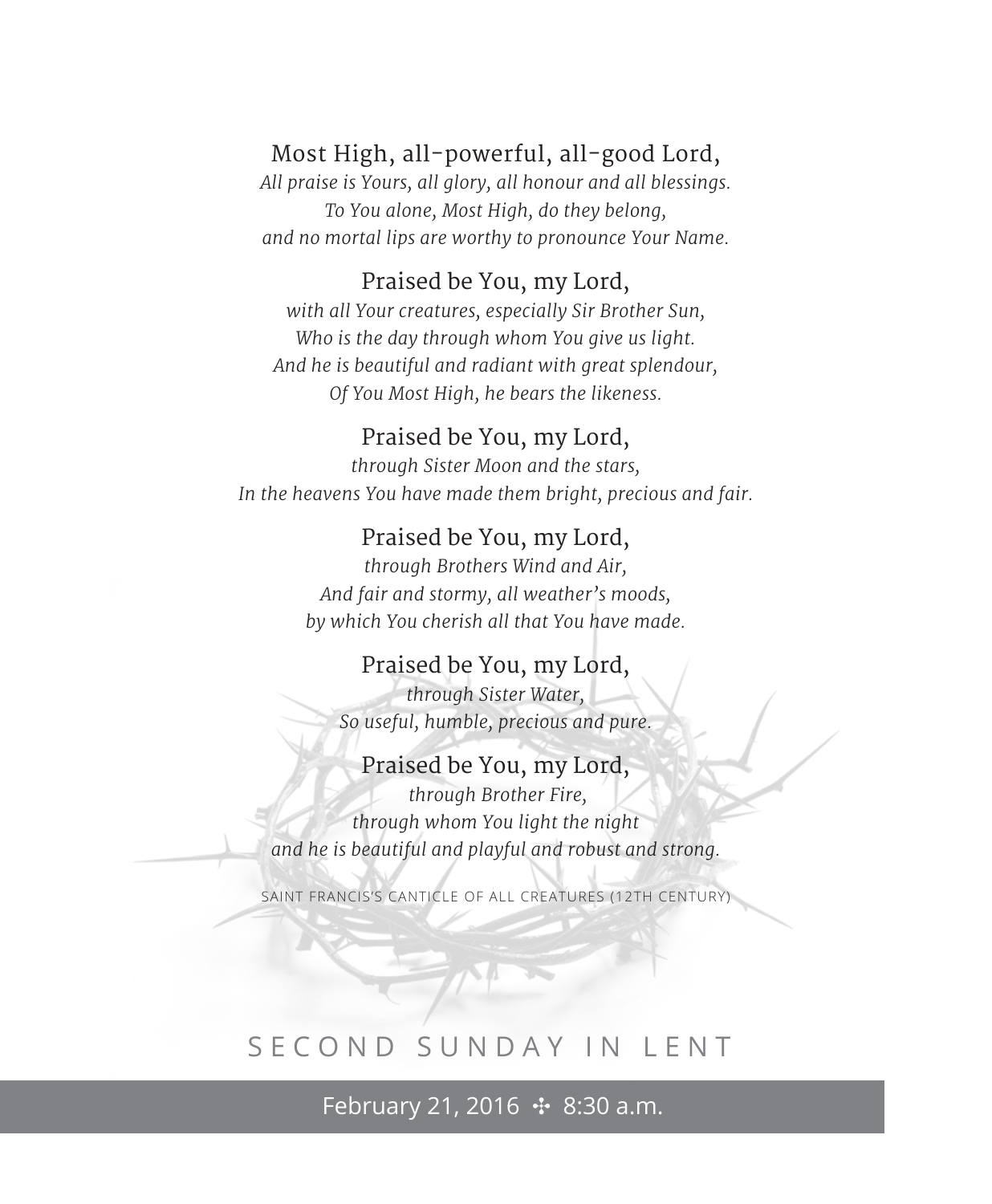Most High, all-powerful, all-good Lord,
*All praise is Yours, all glory, all honour and all blessings.*
*To You alone, Most High, do they belong,*
*and no mortal lips are worthy to pronounce Your Name.*

Praised be You, my Lord,
*with all Your creatures, especially Sir Brother Sun,*
*Who is the day through whom You give us light.*
*And he is beautiful and radiant with great splendour,*
*Of You Most High, he bears the likeness.*

Praised be You, my Lord,
*through Sister Moon and the stars,*
*In the heavens You have made them bright, precious and fair.*

Praised be You, my Lord,
*through Brothers Wind and Air,*
*And fair and stormy, all weather's moods,*
*by which You cherish all that You have made.*

Praised be You, my Lord,
*through Sister Water,*
*So useful, humble, precious and pure.*

Praised be You, my Lord,
*through Brother Fire,*
*through whom You light the night*
*and he is beautiful and playful and robust and strong.*

SAINT FRANCIS'S CANTICLE OF ALL CREATURES (12TH CENTURY)

# SECOND SUNDAY IN LENT

February 21, 2016 ✣ 8:30 a.m.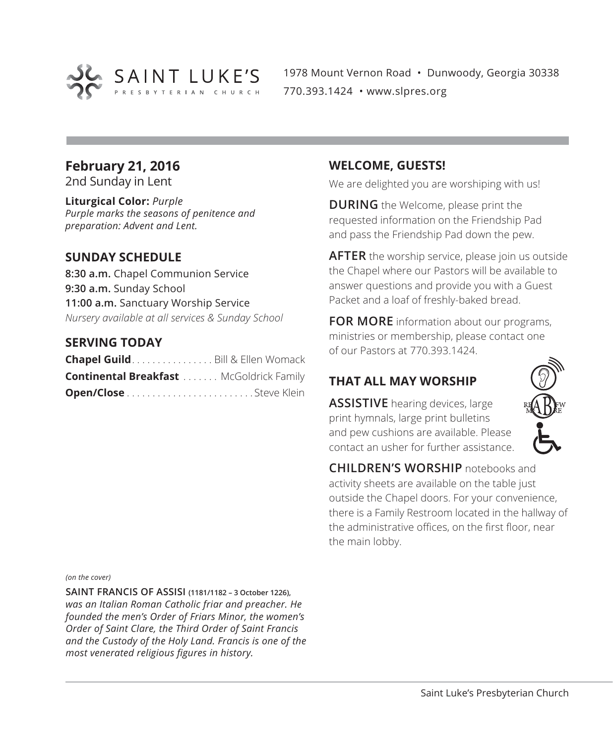SAINT LUKE'S PRESBYTERIAN CHURCH

1978 Mount Vernon Road • Dunwoody, Georgia 30338
770.393.1424 • www.slpres.org

## February 21, 2016

2nd Sunday in Lent

**Liturgical Color:** *Purple*
*Purple marks the seasons of penitence and preparation: Advent and Lent.*

### SUNDAY SCHEDULE

**8:30 a.m.** Chapel Communion Service
**9:30 a.m.** Sunday School
**11:00 a.m.** Sanctuary Worship Service
*Nursery available at all services & Sunday School*

### SERVING TODAY

**Chapel Guild** . . . . . . . . . . . . . . . . Bill & Ellen Womack
**Continental Breakfast** . . . . . . . McGoldrick Family
**Open/Close** . . . . . . . . . . . . . . . . . . . . . . . . . Steve Klein

### WELCOME, GUESTS!

We are delighted you are worshiping with us!

**DURING** the Welcome, please print the requested information on the Friendship Pad and pass the Friendship Pad down the pew.

**AFTER** the worship service, please join us outside the Chapel where our Pastors will be available to answer questions and provide you with a Guest Packet and a loaf of freshly-baked bread.

**FOR MORE** information about our programs, ministries or membership, please contact one of our Pastors at 770.393.1424.

### THAT ALL MAY WORSHIP

**ASSISTIVE** hearing devices, large print hymnals, large print bulletins and pew cushions are available. Please contact an usher for further assistance.

**CHILDREN'S WORSHIP** notebooks and activity sheets are available on the table just outside the Chapel doors. For your convenience, there is a Family Restroom located in the hallway of the administrative offices, on the first floor, near the main lobby.

*(on the cover)*

**SAINT FRANCIS OF ASSISI (1181/1182 – 3 October 1226),** *was an Italian Roman Catholic friar and preacher. He founded the men's Order of Friars Minor, the women's Order of Saint Clare, the Third Order of Saint Francis and the Custody of the Holy Land. Francis is one of the most venerated religious figures in history.*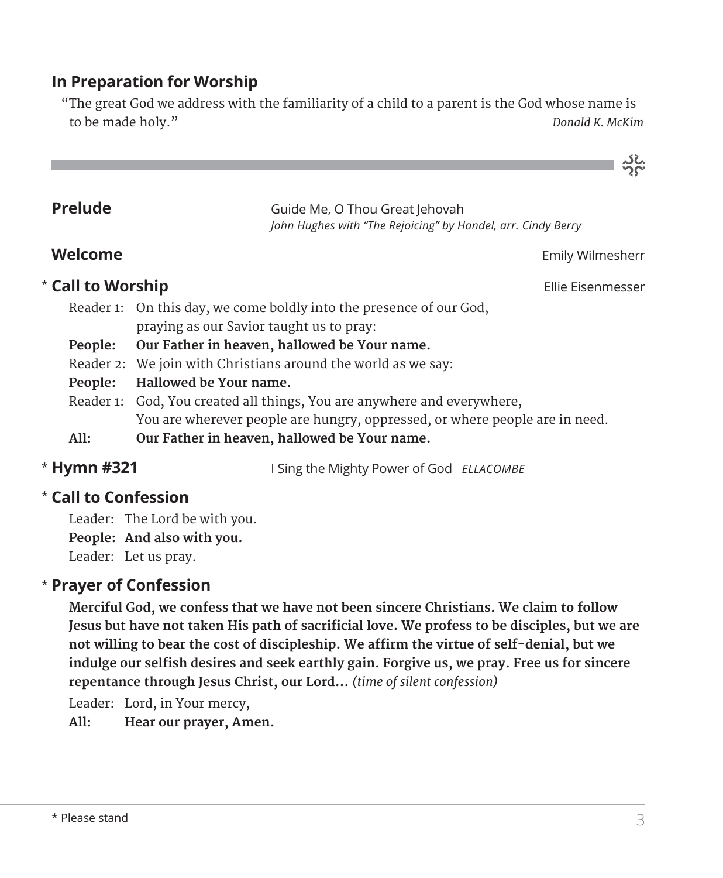## In Preparation for Worship

"The great God we address with the familiarity of a child to a parent is the God whose name is to be made holy." *Donald K. McKim*

**Prelude** Guide Me, O Thou Great Jehovah
*John Hughes with "The Rejoicing" by Handel, arr. Cindy Berry*

**Welcome** Emily Wilmesherr

* **Call to Worship** Ellie Eisenmesser

Reader 1: On this day, we come boldly into the presence of our God, praying as our Savior taught us to pray:

**People: Our Father in heaven, hallowed be Your name.**

Reader 2: We join with Christians around the world as we say:

**People: Hallowed be Your name.**

Reader 1: God, You created all things, You are anywhere and everywhere, You are wherever people are hungry, oppressed, or where people are in need.

**All: Our Father in heaven, hallowed be Your name.**

* **Hymn #321** I Sing the Mighty Power of God *ELLACOMBE*

* **Call to Confession**

Leader: The Lord be with you.

**People: And also with you.**

Leader: Let us pray.

* **Prayer of Confession**

**Merciful God, we confess that we have not been sincere Christians. We claim to follow Jesus but have not taken His path of sacrificial love. We profess to be disciples, but we are not willing to bear the cost of discipleship. We affirm the virtue of self-denial, but we indulge our selfish desires and seek earthly gain. Forgive us, we pray. Free us for sincere repentance through Jesus Christ, our Lord…** *(time of silent confession)*

Leader: Lord, in Your mercy,

**All: Hear our prayer, Amen.**

* Please stand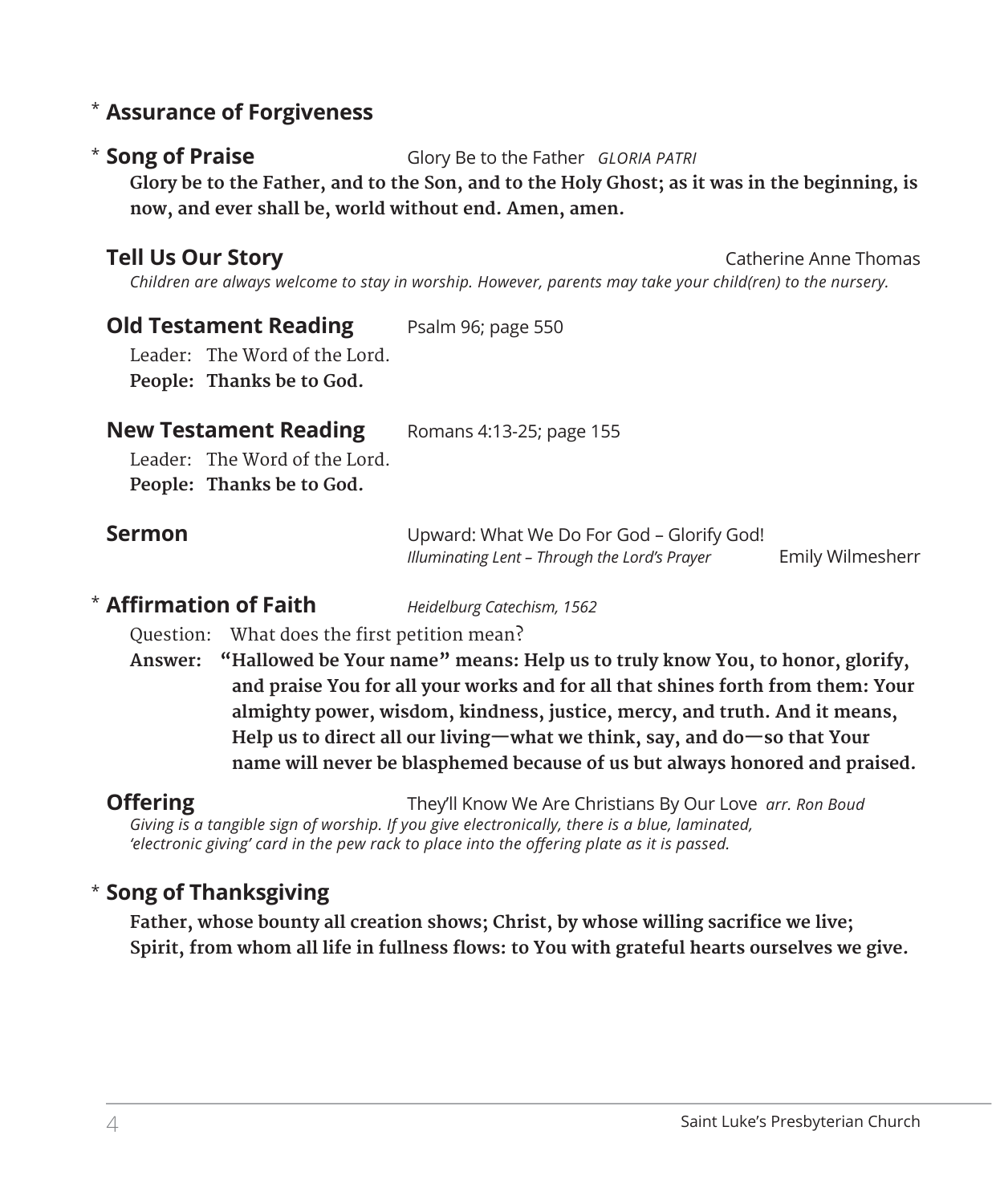\* **Assurance of Forgiveness**

\* **Song of Praise** Glory Be to the Father *GLORIA PATRI*

**Glory be to the Father, and to the Son, and to the Holy Ghost; as it was in the beginning, is now, and ever shall be, world without end. Amen, amen.**

**Tell Us Our Story** Catherine Anne Thomas

*Children are always welcome to stay in worship. However, parents may take your child(ren) to the nursery.*

**Old Testament Reading** Psalm 96; page 550

Leader: The Word of the Lord.
**People: Thanks be to God.**

**New Testament Reading** Romans 4:13-25; page 155

Leader: The Word of the Lord.
**People: Thanks be to God.**

**Sermon** Upward: What We Do For God – Glorify God!
*Illuminating Lent – Through the Lord's Prayer* Emily Wilmesherr

\* **Affirmation of Faith** *Heidelburg Catechism, 1562*

Question: What does the first petition mean?

**Answer: "Hallowed be Your name" means: Help us to truly know You, to honor, glorify, and praise You for all your works and for all that shines forth from them: Your almighty power, wisdom, kindness, justice, mercy, and truth. And it means, Help us to direct all our living—what we think, say, and do—so that Your name will never be blasphemed because of us but always honored and praised.**

**Offering** They'll Know We Are Christians By Our Love *arr. Ron Boud*

*Giving is a tangible sign of worship. If you give electronically, there is a blue, laminated, 'electronic giving' card in the pew rack to place into the offering plate as it is passed.*

\* **Song of Thanksgiving**

**Father, whose bounty all creation shows; Christ, by whose willing sacrifice we live; Spirit, from whom all life in fullness flows: to You with grateful hearts ourselves we give.**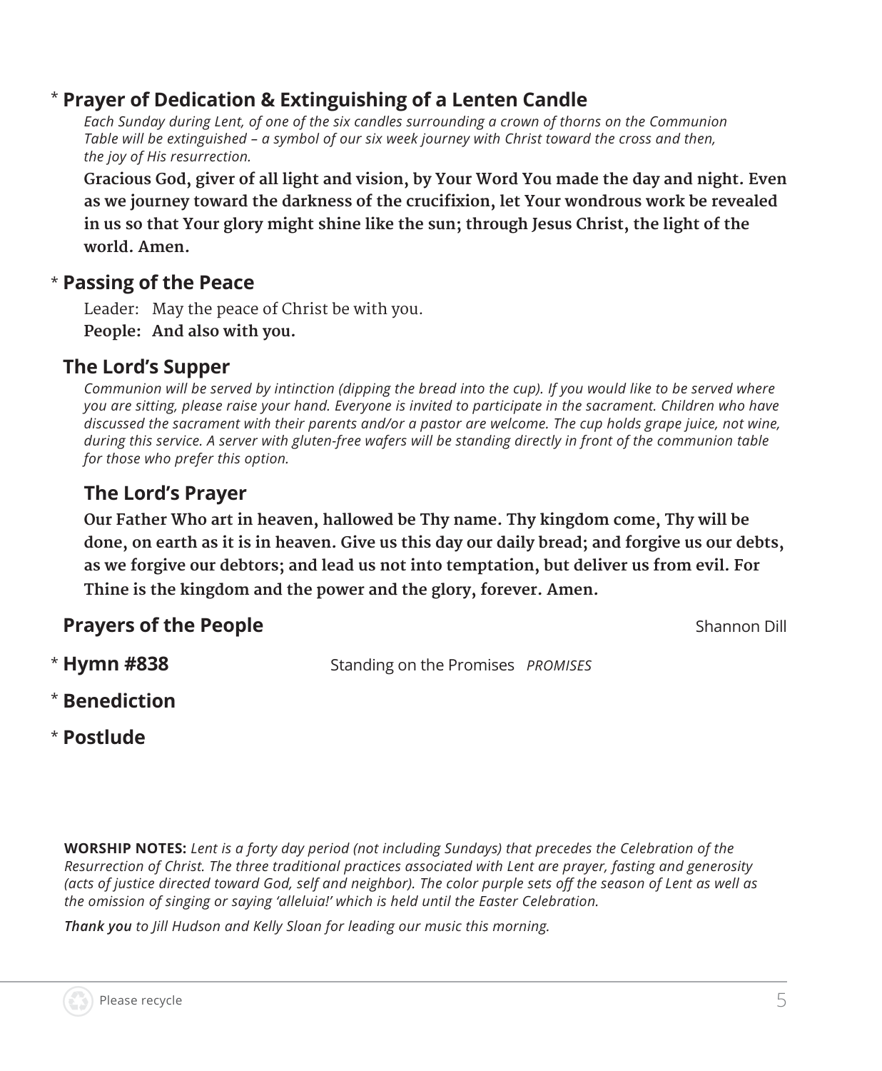## * **Prayer of Dedication & Extinguishing of a Lenten Candle**

*Each Sunday during Lent, of one of the six candles surrounding a crown of thorns on the Communion Table will be extinguished – a symbol of our six week journey with Christ toward the cross and then, the joy of His resurrection.*

**Gracious God, giver of all light and vision, by Your Word You made the day and night. Even as we journey toward the darkness of the crucifixion, let Your wondrous work be revealed in us so that Your glory might shine like the sun; through Jesus Christ, the light of the world. Amen.**

## * **Passing of the Peace**

Leader: May the peace of Christ be with you.
**People: And also with you.**

## **The Lord's Supper**

*Communion will be served by intinction (dipping the bread into the cup). If you would like to be served where you are sitting, please raise your hand. Everyone is invited to participate in the sacrament. Children who have discussed the sacrament with their parents and/or a pastor are welcome. The cup holds grape juice, not wine, during this service. A server with gluten-free wafers will be standing directly in front of the communion table for those who prefer this option.*

### **The Lord's Prayer**

**Our Father Who art in heaven, hallowed be Thy name. Thy kingdom come, Thy will be done, on earth as it is in heaven. Give us this day our daily bread; and forgive us our debts, as we forgive our debtors; and lead us not into temptation, but deliver us from evil. For Thine is the kingdom and the power and the glory, forever. Amen.**

## **Prayers of the People** — Shannon Dill

## * **Hymn #838** — Standing on the Promises *PROMISES*

## * **Benediction**

## * **Postlude**

**WORSHIP NOTES:** *Lent is a forty day period (not including Sundays) that precedes the Celebration of the Resurrection of Christ. The three traditional practices associated with Lent are prayer, fasting and generosity (acts of justice directed toward God, self and neighbor). The color purple sets off the season of Lent as well as the omission of singing or saying 'alleluia!' which is held until the Easter Celebration.*

***Thank you** to Jill Hudson and Kelly Sloan for leading our music this morning.*

Please recycle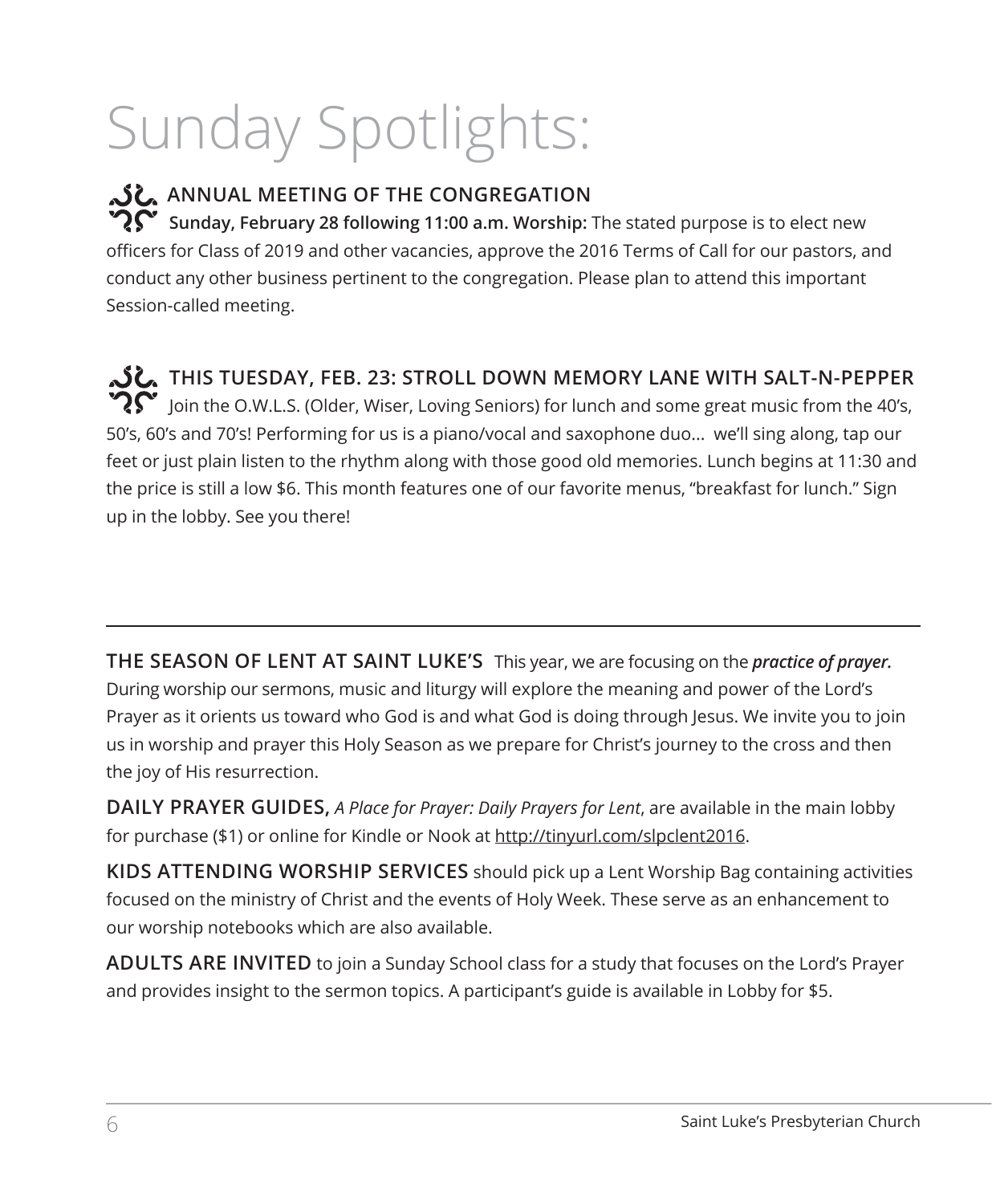# Sunday Spotlights:

**ANNUAL MEETING OF THE CONGREGATION**

**Sunday, February 28 following 11:00 a.m. Worship:** The stated purpose is to elect new officers for Class of 2019 and other vacancies, approve the 2016 Terms of Call for our pastors, and conduct any other business pertinent to the congregation. Please plan to attend this important Session-called meeting.

**THIS TUESDAY, FEB. 23: STROLL DOWN MEMORY LANE WITH SALT-N-PEPPER**

Join the O.W.L.S. (Older, Wiser, Loving Seniors) for lunch and some great music from the 40's, 50's, 60's and 70's! Performing for us is a piano/vocal and saxophone duo... we'll sing along, tap our feet or just plain listen to the rhythm along with those good old memories. Lunch begins at 11:30 and the price is still a low $6. This month features one of our favorite menus, "breakfast for lunch." Sign up in the lobby. See you there!

---

**THE SEASON OF LENT AT SAINT LUKE'S** This year, we are focusing on the ***practice of prayer.*** During worship our sermons, music and liturgy will explore the meaning and power of the Lord's Prayer as it orients us toward who God is and what God is doing through Jesus. We invite you to join us in worship and prayer this Holy Season as we prepare for Christ's journey to the cross and then the joy of His resurrection.

**DAILY PRAYER GUIDES,** *A Place for Prayer: Daily Prayers for Lent*, are available in the main lobby for purchase ($1) or online for Kindle or Nook at http://tinyurl.com/slpclent2016.

**KIDS ATTENDING WORSHIP SERVICES** should pick up a Lent Worship Bag containing activities focused on the ministry of Christ and the events of Holy Week. These serve as an enhancement to our worship notebooks which are also available.

**ADULTS ARE INVITED** to join a Sunday School class for a study that focuses on the Lord's Prayer and provides insight to the sermon topics. A participant's guide is available in Lobby for $5.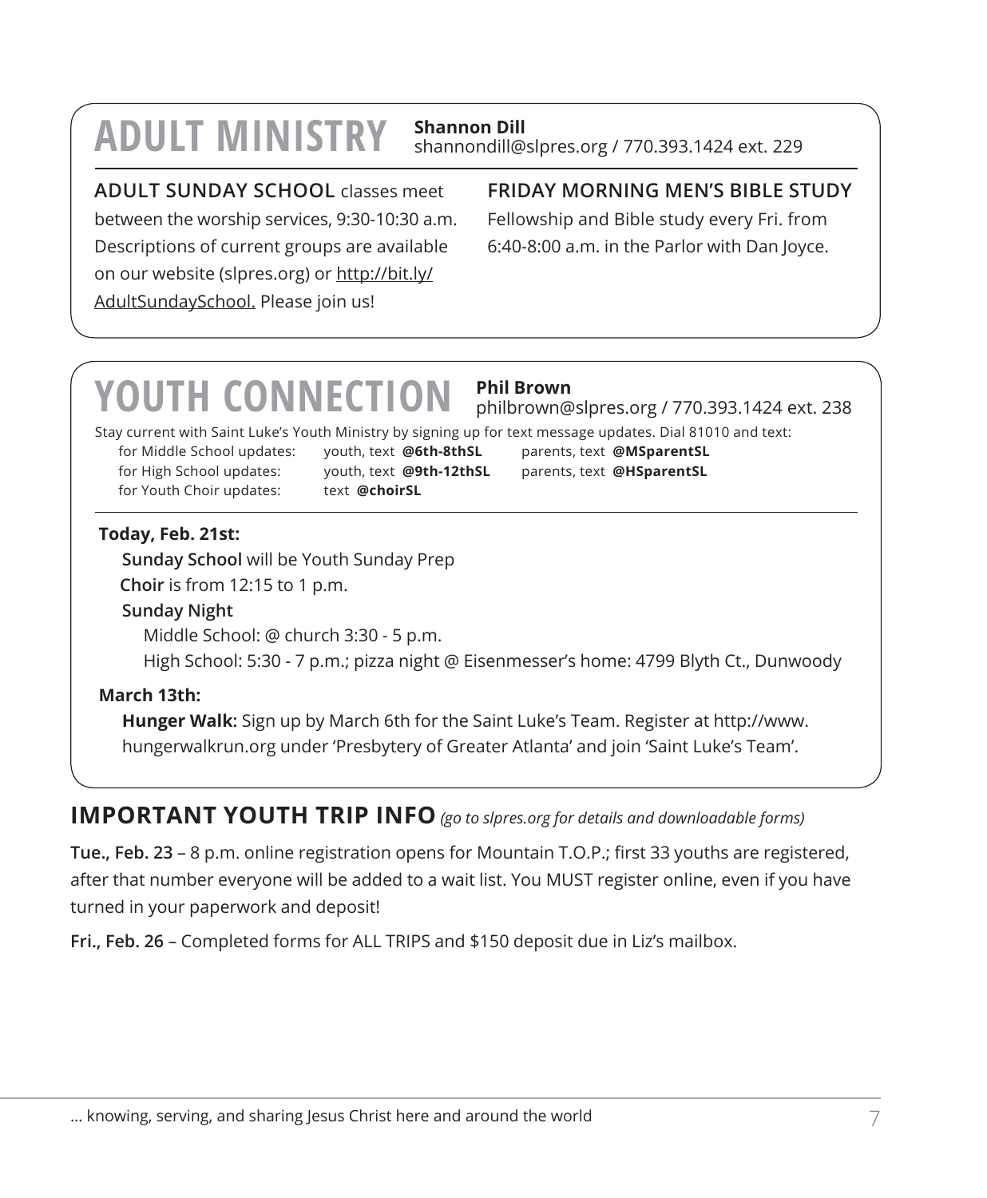# ADULT MINISTRY

**Shannon Dill**
shannondill@slpres.org / 770.393.1424 ext. 229

**ADULT SUNDAY SCHOOL** classes meet between the worship services, 9:30-10:30 a.m. Descriptions of current groups are available on our website (slpres.org) or http://bit.ly/AdultSundaySchool. Please join us!

**FRIDAY MORNING MEN'S BIBLE STUDY**
Fellowship and Bible study every Fri. from 6:40-8:00 a.m. in the Parlor with Dan Joyce.

# YOUTH CONNECTION

**Phil Brown**
philbrown@slpres.org / 770.393.1424 ext. 238

Stay current with Saint Luke's Youth Ministry by signing up for text message updates. Dial 81010 and text:

| | | |
|---|---|---|
| for Middle School updates: | youth, text **@6th-8thSL** | parents, text **@MSparentSL** |
| for High School updates: | youth, text **@9th-12thSL** | parents, text **@HSparentSL** |
| for Youth Choir updates: | text **@choirSL** | |

**Today, Feb. 21st:**

**Sunday School** will be Youth Sunday Prep

**Choir** is from 12:15 to 1 p.m.

**Sunday Night**

Middle School: @ church 3:30 - 5 p.m.

High School: 5:30 - 7 p.m.; pizza night @ Eisenmesser's home: 4799 Blyth Ct., Dunwoody

**March 13th:**

**Hunger Walk:** Sign up by March 6th for the Saint Luke's Team. Register at http://www.hungerwalkrun.org under 'Presbytery of Greater Atlanta' and join 'Saint Luke's Team'.

## IMPORTANT YOUTH TRIP INFO *(go to slpres.org for details and downloadable forms)*

**Tue., Feb. 23** – 8 p.m. online registration opens for Mountain T.O.P.; first 33 youths are registered, after that number everyone will be added to a wait list. You MUST register online, even if you have turned in your paperwork and deposit!

**Fri., Feb. 26** – Completed forms for ALL TRIPS and $150 deposit due in Liz's mailbox.

… knowing, serving, and sharing Jesus Christ here and around the world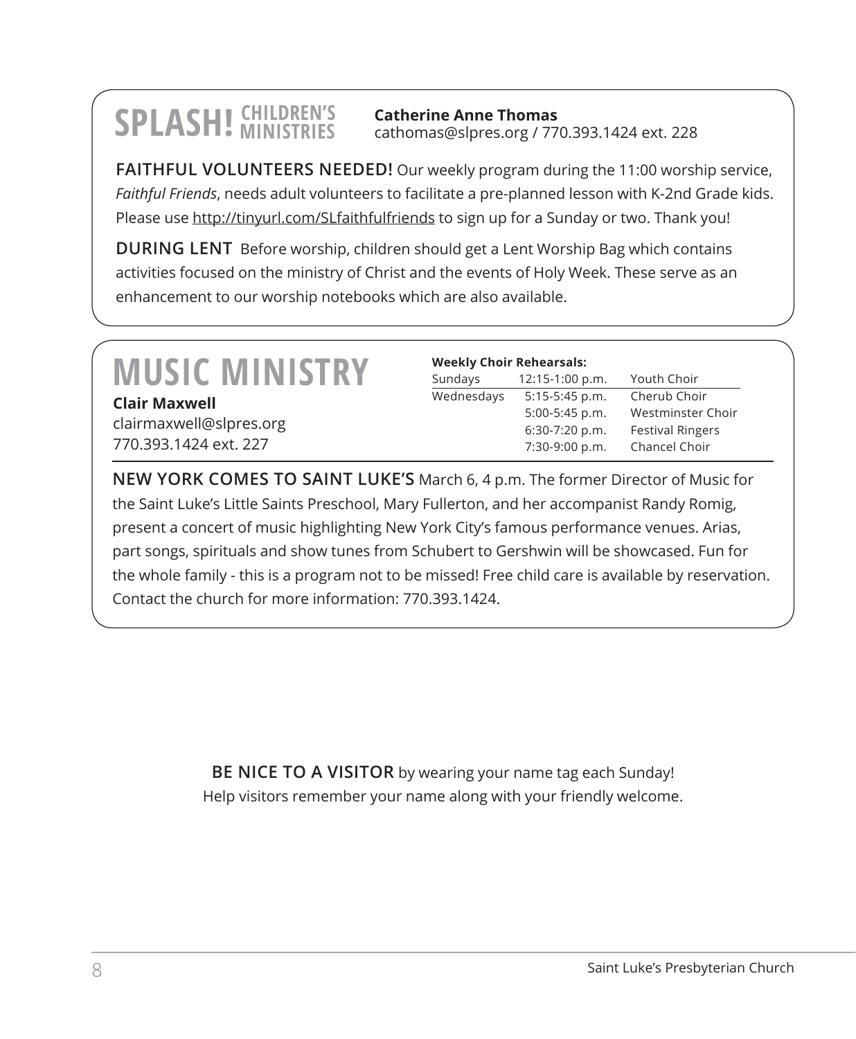## SPLASH! CHILDREN'S MINISTRIES

**Catherine Anne Thomas**
cathomas@slpres.org / 770.393.1424 ext. 228

**FAITHFUL VOLUNTEERS NEEDED!** Our weekly program during the 11:00 worship service, *Faithful Friends*, needs adult volunteers to facilitate a pre-planned lesson with K-2nd Grade kids. Please use http://tinyurl.com/SLfaithfulfriends to sign up for a Sunday or two. Thank you!

**DURING LENT** Before worship, children should get a Lent Worship Bag which contains activities focused on the ministry of Christ and the events of Holy Week. These serve as an enhancement to our worship notebooks which are also available.

## MUSIC MINISTRY

**Clair Maxwell**
clairmaxwell@slpres.org
770.393.1424 ext. 227

**Weekly Choir Rehearsals:**

| Day | Time | Choir |
|---|---|---|
| Sundays | 12:15-1:00 p.m. | Youth Choir |
| Wednesdays | 5:15-5:45 p.m. | Cherub Choir |
| | 5:00-5:45 p.m. | Westminster Choir |
| | 6:30-7:20 p.m. | Festival Ringers |
| | 7:30-9:00 p.m. | Chancel Choir |

**NEW YORK COMES TO SAINT LUKE'S** March 6, 4 p.m. The former Director of Music for the Saint Luke's Little Saints Preschool, Mary Fullerton, and her accompanist Randy Romig, present a concert of music highlighting New York City's famous performance venues. Arias, part songs, spirituals and show tunes from Schubert to Gershwin will be showcased. Fun for the whole family - this is a program not to be missed! Free child care is available by reservation. Contact the church for more information: 770.393.1424.

**BE NICE TO A VISITOR** by wearing your name tag each Sunday!
Help visitors remember your name along with your friendly welcome.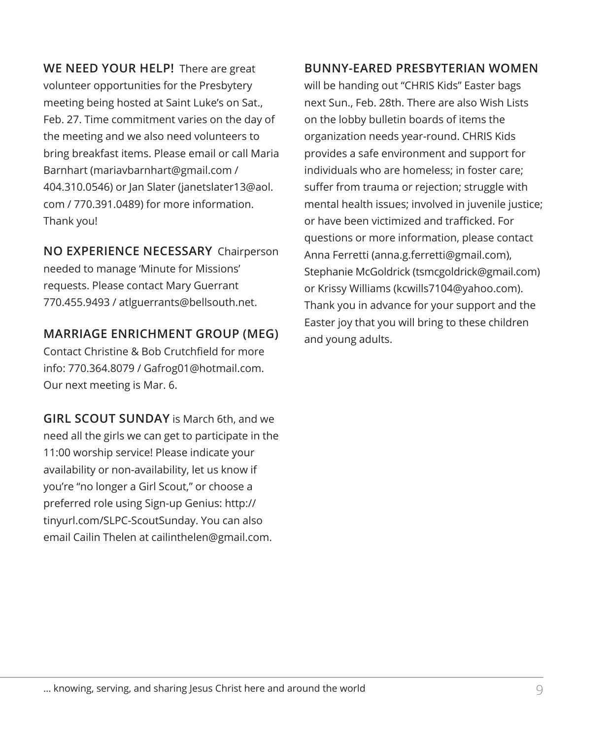**WE NEED YOUR HELP!** There are great volunteer opportunities for the Presbytery meeting being hosted at Saint Luke's on Sat., Feb. 27. Time commitment varies on the day of the meeting and we also need volunteers to bring breakfast items. Please email or call Maria Barnhart (mariavbarnhart@gmail.com / 404.310.0546) or Jan Slater (janetslater13@aol.com / 770.391.0489) for more information. Thank you!

**NO EXPERIENCE NECESSARY** Chairperson needed to manage 'Minute for Missions' requests. Please contact Mary Guerrant 770.455.9493 / atlguerrants@bellsouth.net.

**MARRIAGE ENRICHMENT GROUP (MEG)**
Contact Christine & Bob Crutchfield for more info: 770.364.8079 / Gafrog01@hotmail.com. Our next meeting is Mar. 6.

**GIRL SCOUT SUNDAY** is March 6th, and we need all the girls we can get to participate in the 11:00 worship service! Please indicate your availability or non-availability, let us know if you're "no longer a Girl Scout," or choose a preferred role using Sign-up Genius: http://tinyurl.com/SLPC-ScoutSunday. You can also email Cailin Thelen at cailinthelen@gmail.com.

**BUNNY-EARED PRESBYTERIAN WOMEN** will be handing out "CHRIS Kids" Easter bags next Sun., Feb. 28th. There are also Wish Lists on the lobby bulletin boards of items the organization needs year-round. CHRIS Kids provides a safe environment and support for individuals who are homeless; in foster care; suffer from trauma or rejection; struggle with mental health issues; involved in juvenile justice; or have been victimized and trafficked. For questions or more information, please contact Anna Ferretti (anna.g.ferretti@gmail.com), Stephanie McGoldrick (tsmcgoldrick@gmail.com) or Krissy Williams (kcwills7104@yahoo.com). Thank you in advance for your support and the Easter joy that you will bring to these children and young adults.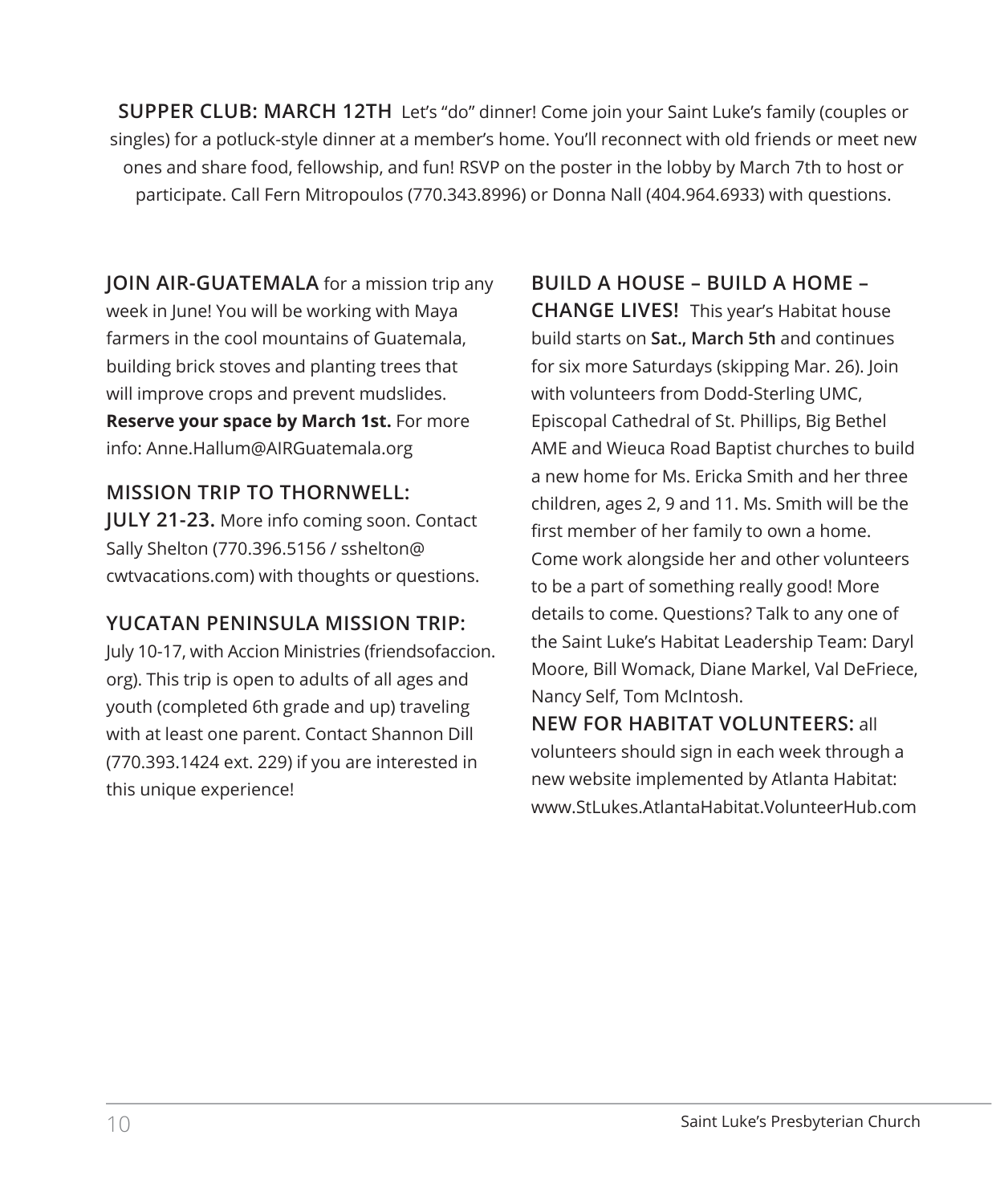**SUPPER CLUB: MARCH 12TH** Let's "do" dinner! Come join your Saint Luke's family (couples or singles) for a potluck-style dinner at a member's home. You'll reconnect with old friends or meet new ones and share food, fellowship, and fun! RSVP on the poster in the lobby by March 7th to host or participate. Call Fern Mitropoulos (770.343.8996) or Donna Nall (404.964.6933) with questions.

**JOIN AIR-GUATEMALA** for a mission trip any week in June! You will be working with Maya farmers in the cool mountains of Guatemala, building brick stoves and planting trees that will improve crops and prevent mudslides. **Reserve your space by March 1st.** For more info: Anne.Hallum@AIRGuatemala.org

**MISSION TRIP TO THORNWELL: JULY 21-23.** More info coming soon. Contact Sally Shelton (770.396.5156 / sshelton@cwtvacations.com) with thoughts or questions.

**YUCATAN PENINSULA MISSION TRIP:** July 10-17, with Accion Ministries (friendsofaccion.org). This trip is open to adults of all ages and youth (completed 6th grade and up) traveling with at least one parent. Contact Shannon Dill (770.393.1424 ext. 229) if you are interested in this unique experience!

**BUILD A HOUSE – BUILD A HOME – CHANGE LIVES!** This year's Habitat house build starts on **Sat., March 5th** and continues for six more Saturdays (skipping Mar. 26). Join with volunteers from Dodd-Sterling UMC, Episcopal Cathedral of St. Phillips, Big Bethel AME and Wieuca Road Baptist churches to build a new home for Ms. Ericka Smith and her three children, ages 2, 9 and 11. Ms. Smith will be the first member of her family to own a home. Come work alongside her and other volunteers to be a part of something really good! More details to come. Questions? Talk to any one of the Saint Luke's Habitat Leadership Team: Daryl Moore, Bill Womack, Diane Markel, Val DeFriece, Nancy Self, Tom McIntosh.

**NEW FOR HABITAT VOLUNTEERS:** all volunteers should sign in each week through a new website implemented by Atlanta Habitat: www.StLukes.AtlantaHabitat.VolunteerHub.com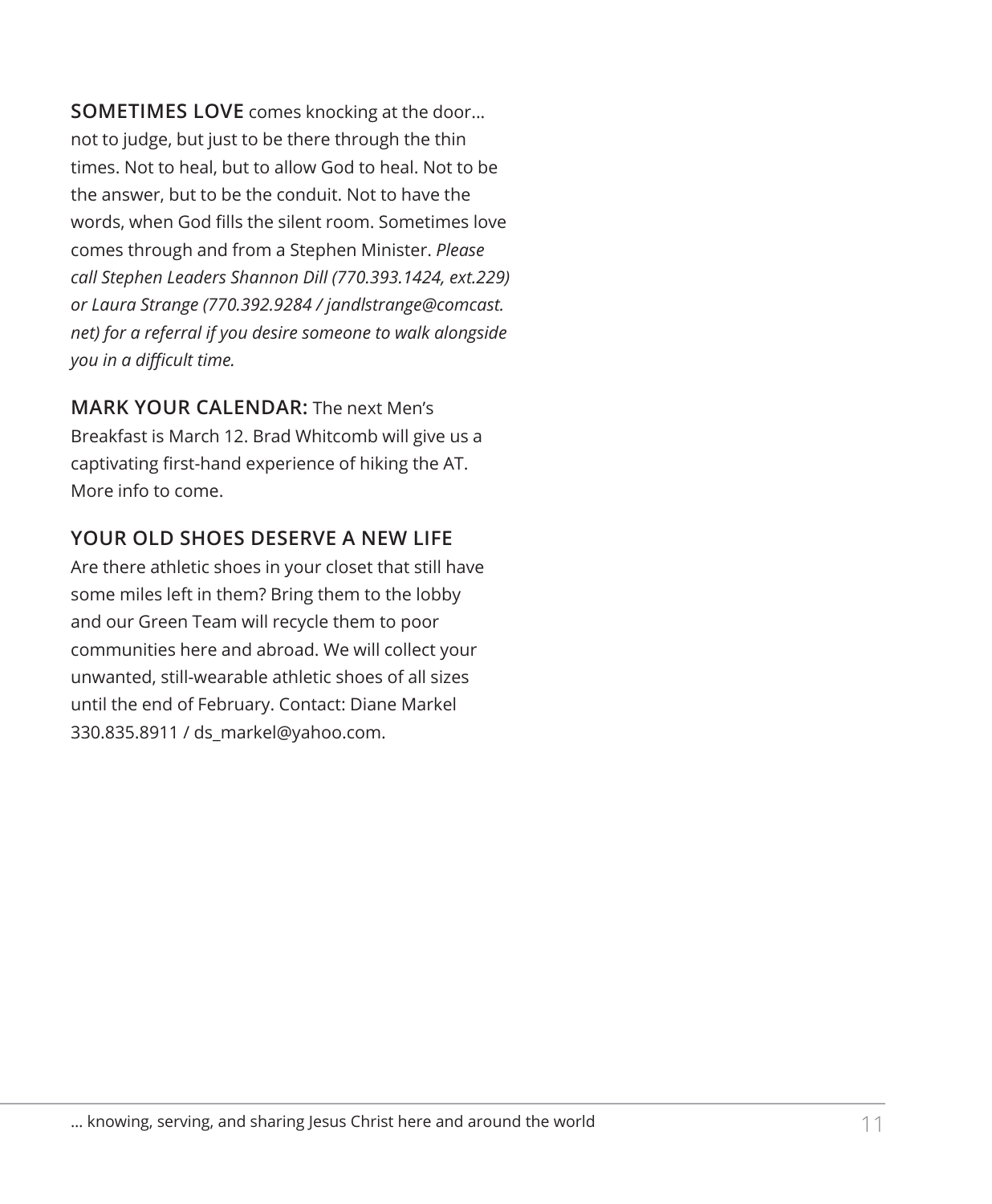**SOMETIMES LOVE** comes knocking at the door... not to judge, but just to be there through the thin times. Not to heal, but to allow God to heal. Not to be the answer, but to be the conduit. Not to have the words, when God fills the silent room. Sometimes love comes through and from a Stephen Minister. *Please call Stephen Leaders Shannon Dill (770.393.1424, ext.229) or Laura Strange (770.392.9284 / jandlstrange@comcast.net) for a referral if you desire someone to walk alongside you in a difficult time.*

**MARK YOUR CALENDAR:** The next Men's Breakfast is March 12. Brad Whitcomb will give us a captivating first-hand experience of hiking the AT. More info to come.

**YOUR OLD SHOES DESERVE A NEW LIFE**

Are there athletic shoes in your closet that still have some miles left in them? Bring them to the lobby and our Green Team will recycle them to poor communities here and abroad. We will collect your unwanted, still-wearable athletic shoes of all sizes until the end of February. Contact: Diane Markel 330.835.8911 / ds_markel@yahoo.com.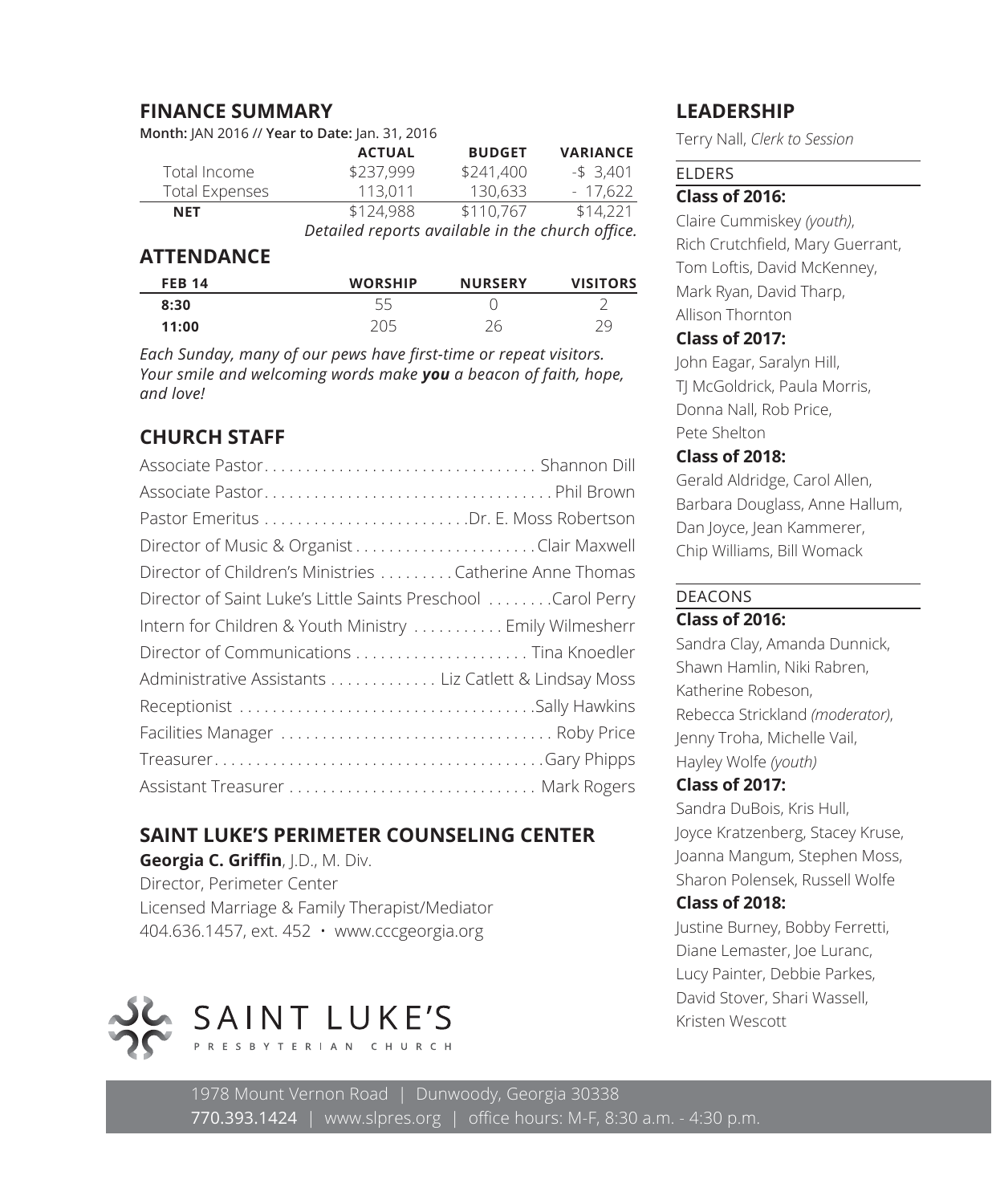## FINANCE SUMMARY

**Month:** JAN 2016 // **Year to Date:** Jan. 31, 2016

| | ACTUAL | BUDGET | VARIANCE |
|---|---|---|---|
| Total Income | \$237,999 | \$241,400 | -\$ 3,401 |
| Total Expenses | 113,011 | 130,633 | - 17,622 |
| **NET** | \$124,988 | \$110,767 | \$14,221 |

*Detailed reports available in the church office.*

## ATTENDANCE

| FEB 14 | WORSHIP | NURSERY | VISITORS |
|---|---|---|---|
| **8:30** | 55 | 0 | 2 |
| **11:00** | 205 | 26 | 29 |

*Each Sunday, many of our pews have first-time or repeat visitors. Your smile and welcoming words make **you** a beacon of faith, hope, and love!*

## CHURCH STAFF

Associate Pastor . . . . . Shannon Dill
Associate Pastor . . . . . Phil Brown
Pastor Emeritus . . . . . Dr. E. Moss Robertson
Director of Music & Organist . . . . . Clair Maxwell
Director of Children's Ministries . . . . . Catherine Anne Thomas
Director of Saint Luke's Little Saints Preschool . . . . . Carol Perry
Intern for Children & Youth Ministry . . . . . Emily Wilmesherr
Director of Communications . . . . . Tina Knoedler
Administrative Assistants . . . . . Liz Catlett & Lindsay Moss
Receptionist . . . . . Sally Hawkins
Facilities Manager . . . . . Roby Price
Treasurer . . . . . Gary Phipps
Assistant Treasurer . . . . . Mark Rogers

## SAINT LUKE'S PERIMETER COUNSELING CENTER

**Georgia C. Griffin**, J.D., M. Div.
Director, Perimeter Center
Licensed Marriage & Family Therapist/Mediator
404.636.1457, ext. 452 • www.cccgeorgia.org

SAINT LUKE'S
PRESBYTERIAN CHURCH

## LEADERSHIP

Terry Nall, *Clerk to Session*

ELDERS

**Class of 2016:**
Claire Cummiskey *(youth)*, Rich Crutchfield, Mary Guerrant, Tom Loftis, David McKenney, Mark Ryan, David Tharp, Allison Thornton

**Class of 2017:**
John Eagar, Saralyn Hill, TJ McGoldrick, Paula Morris, Donna Nall, Rob Price, Pete Shelton

**Class of 2018:**
Gerald Aldridge, Carol Allen, Barbara Douglass, Anne Hallum, Dan Joyce, Jean Kammerer, Chip Williams, Bill Womack

DEACONS

**Class of 2016:**
Sandra Clay, Amanda Dunnick, Shawn Hamlin, Niki Rabren, Katherine Robeson, Rebecca Strickland *(moderator)*, Jenny Troha, Michelle Vail, Hayley Wolfe *(youth)*

**Class of 2017:**
Sandra DuBois, Kris Hull, Joyce Kratzenberg, Stacey Kruse, Joanna Mangum, Stephen Moss, Sharon Polensek, Russell Wolfe

**Class of 2018:**
Justine Burney, Bobby Ferretti, Diane Lemaster, Joe Luranc, Lucy Painter, Debbie Parkes, David Stover, Shari Wassell, Kristen Wescott

1978 Mount Vernon Road | Dunwoody, Georgia 30338
770.393.1424 | www.slpres.org | office hours: M-F, 8:30 a.m. - 4:30 p.m.